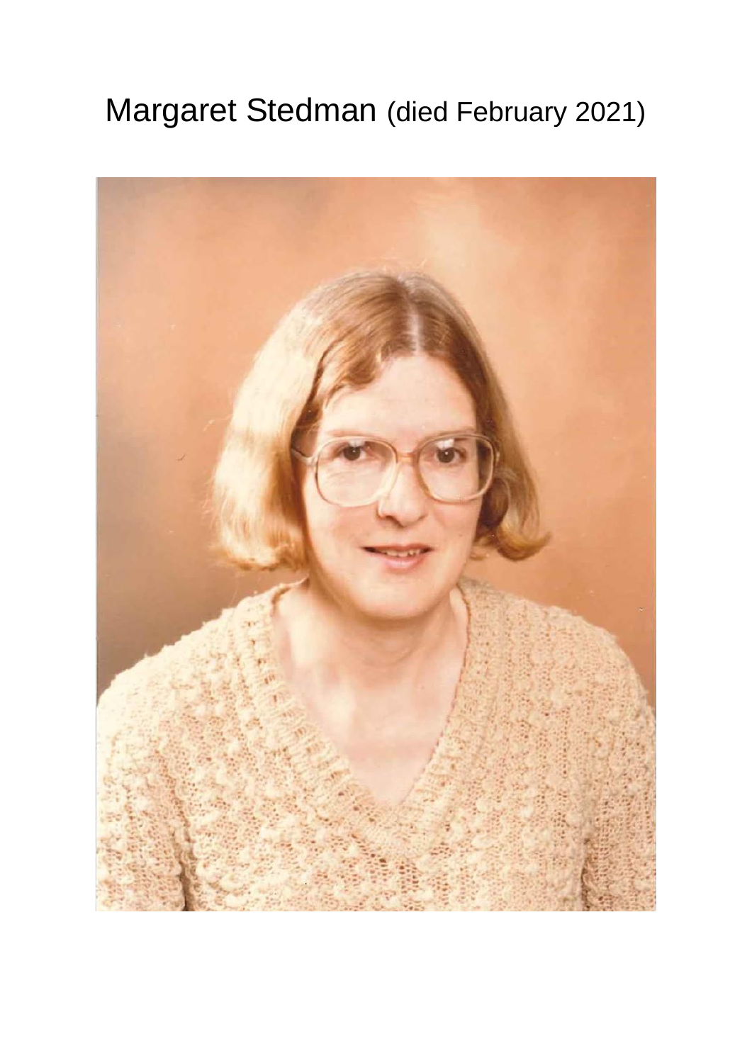# Margaret Stedman (died February 2021)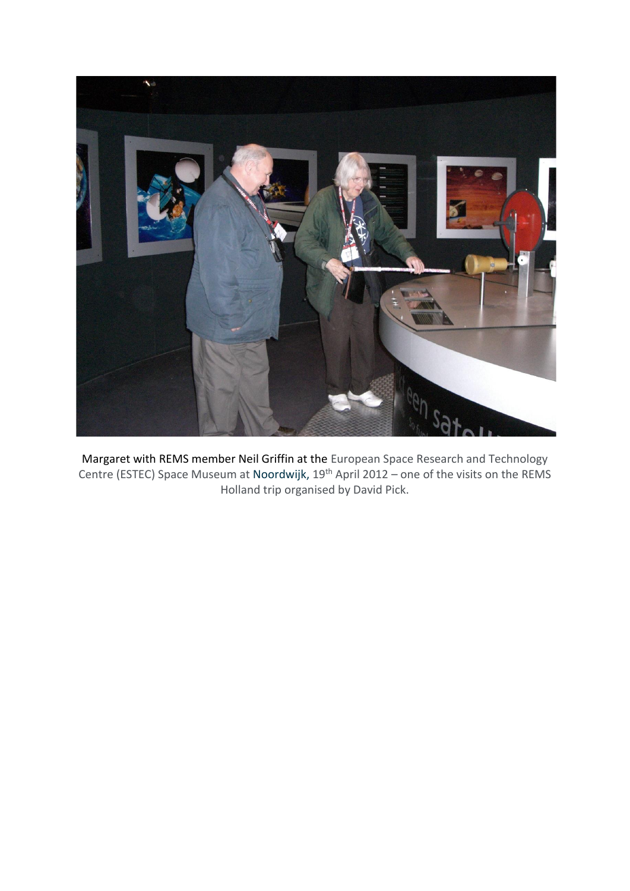Margaret with REMS member Neil Griffin at the European Space Research and Technology Centre (ESTEC) Space Museum at Noordwijk, 19th April 2012 – one of the visits on the REMS Holland trip organised by David Pick.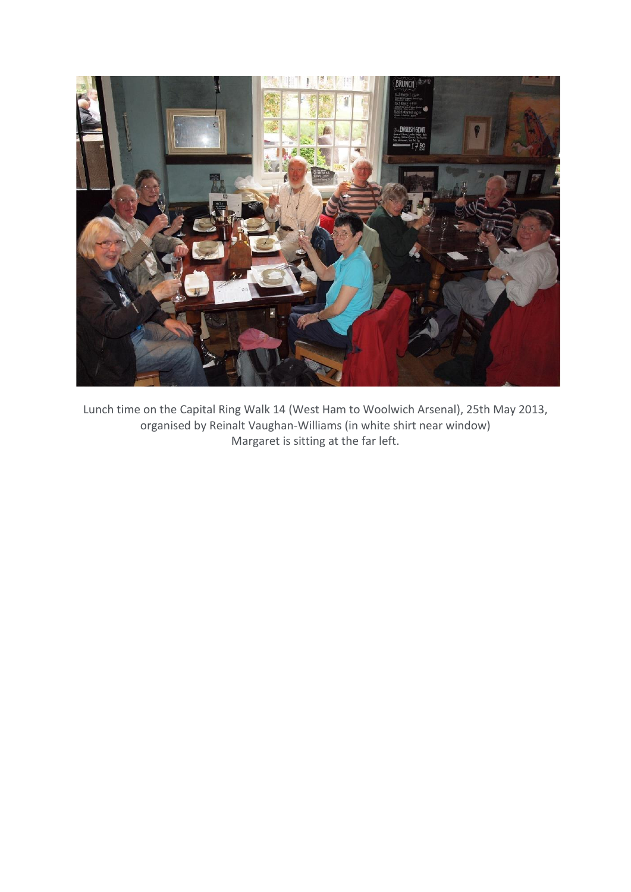Lunch time on the Capital Ring Walk 14 (West Ham to Woolwich Arsenal), 25th May 2013, organised by Reinalt Vaughan-Williams (in white shirt near window)
Margaret is sitting at the far left.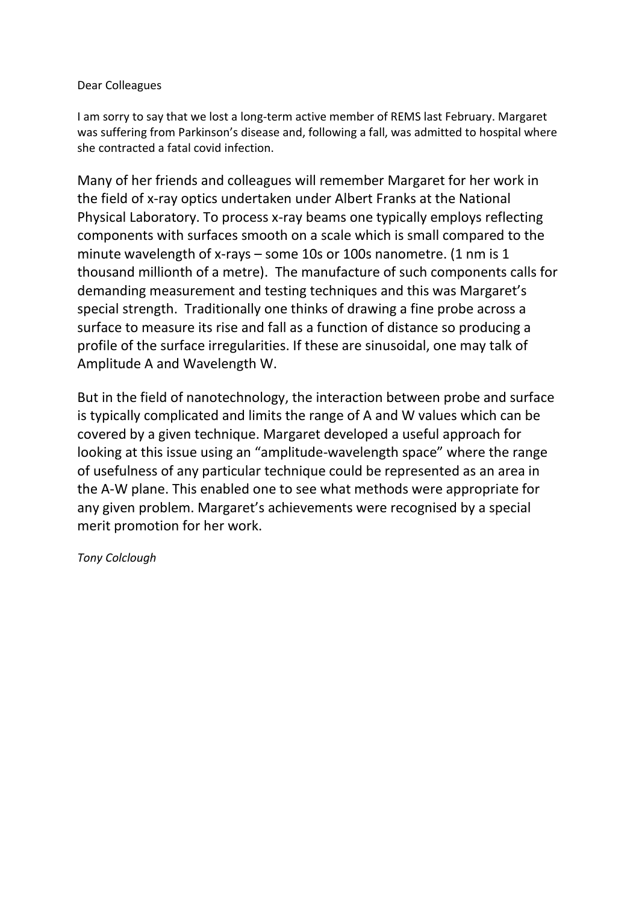Dear Colleagues

I am sorry to say that we lost a long-term active member of REMS last February. Margaret was suffering from Parkinson's disease and, following a fall, was admitted to hospital where she contracted a fatal covid infection.

Many of her friends and colleagues will remember Margaret for her work in the field of x-ray optics undertaken under Albert Franks at the National Physical Laboratory. To process x-ray beams one typically employs reflecting components with surfaces smooth on a scale which is small compared to the minute wavelength of x-rays – some 10s or 100s nanometre. (1 nm is 1 thousand millionth of a metre). The manufacture of such components calls for demanding measurement and testing techniques and this was Margaret's special strength. Traditionally one thinks of drawing a fine probe across a surface to measure its rise and fall as a function of distance so producing a profile of the surface irregularities. If these are sinusoidal, one may talk of Amplitude A and Wavelength W.

But in the field of nanotechnology, the interaction between probe and surface is typically complicated and limits the range of A and W values which can be covered by a given technique. Margaret developed a useful approach for looking at this issue using an "amplitude-wavelength space" where the range of usefulness of any particular technique could be represented as an area in the A-W plane. This enabled one to see what methods were appropriate for any given problem. Margaret's achievements were recognised by a special merit promotion for her work.

*Tony Colclough*